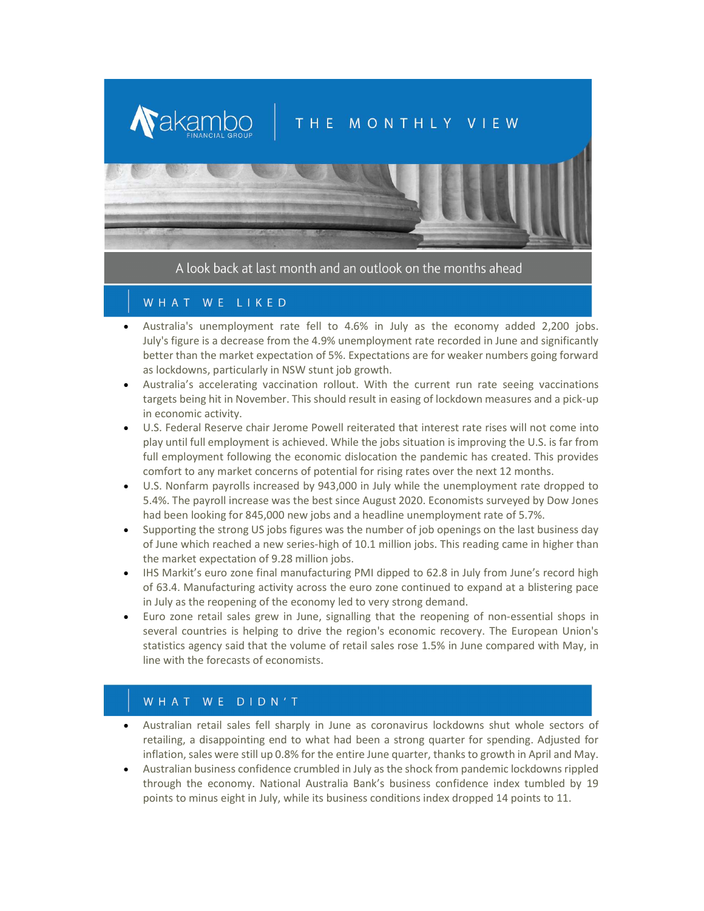# THE MONTHLY VIEW

A look back at last month and an outlook on the months ahead

## WHAT WE LIKED

- Australia's unemployment rate fell to 4.6% in July as the economy added 2,200 jobs. July's figure is a decrease from the 4.9% unemployment rate recorded in June and significantly better than the market expectation of 5%. Expectations are for weaker numbers going forward as lockdowns, particularly in NSW stunt job growth.
- Australia's accelerating vaccination rollout. With the current run rate seeing vaccinations targets being hit in November. This should result in easing of lockdown measures and a pick-up in economic activity.
- U.S. Federal Reserve chair Jerome Powell reiterated that interest rate rises will not come into play until full employment is achieved. While the jobs situation is improving the U.S. is far from full employment following the economic dislocation the pandemic has created. This provides comfort to any market concerns of potential for rising rates over the next 12 months.
- U.S. Nonfarm payrolls increased by 943,000 in July while the unemployment rate dropped to 5.4%. The payroll increase was the best since August 2020. Economists surveyed by Dow Jones had been looking for 845,000 new jobs and a headline unemployment rate of 5.7%.
- Supporting the strong US jobs figures was the number of job openings on the last business day of June which reached a new series-high of 10.1 million jobs. This reading came in higher than the market expectation of 9.28 million jobs.
- IHS Markit's euro zone final manufacturing PMI dipped to 62.8 in July from June's record high of 63.4. Manufacturing activity across the euro zone continued to expand at a blistering pace in July as the reopening of the economy led to very strong demand.
- Euro zone retail sales grew in June, signalling that the reopening of non-essential shops in several countries is helping to drive the region's economic recovery. The European Union's statistics agency said that the volume of retail sales rose 1.5% in June compared with May, in line with the forecasts of economists.

## WHAT WE DIDN'T

- Australian retail sales fell sharply in June as coronavirus lockdowns shut whole sectors of retailing, a disappointing end to what had been a strong quarter for spending. Adjusted for inflation, sales were still up 0.8% for the entire June quarter, thanks to growth in April and May.
- Australian business confidence crumbled in July as the shock from pandemic lockdowns rippled through the economy. National Australia Bank's business confidence index tumbled by 19 points to minus eight in July, while its business conditions index dropped 14 points to 11.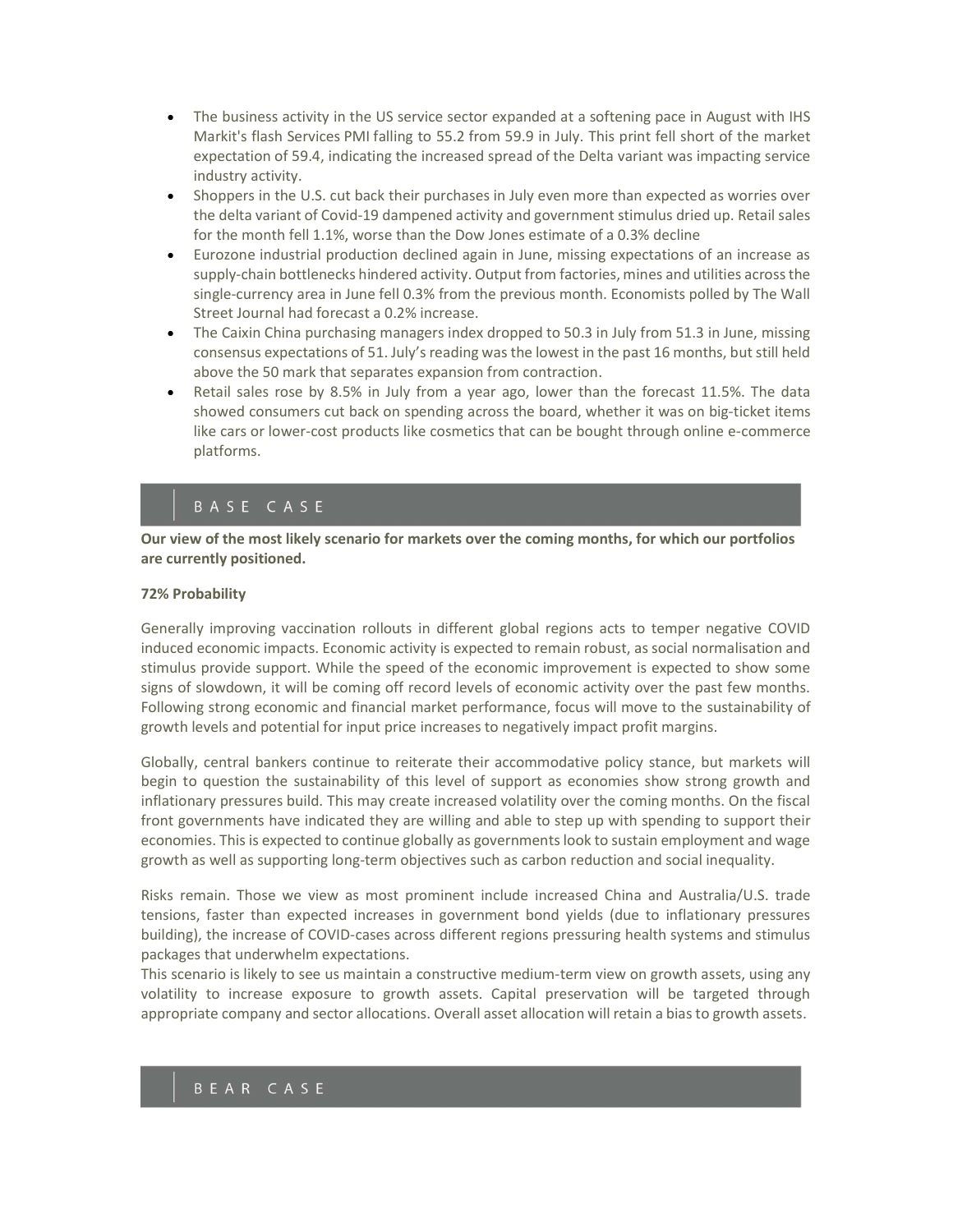- The business activity in the US service sector expanded at a softening pace in August with IHS Markit's flash Services PMI falling to 55.2 from 59.9 in July. This print fell short of the market expectation of 59.4, indicating the increased spread of the Delta variant was impacting service industry activity.
- Shoppers in the U.S. cut back their purchases in July even more than expected as worries over the delta variant of Covid-19 dampened activity and government stimulus dried up. Retail sales for the month fell 1.1%, worse than the Dow Jones estimate of a 0.3% decline
- Eurozone industrial production declined again in June, missing expectations of an increase as supply-chain bottlenecks hindered activity. Output from factories, mines and utilities across the single-currency area in June fell 0.3% from the previous month. Economists polled by The Wall Street Journal had forecast a 0.2% increase.
- The Caixin China purchasing managers index dropped to 50.3 in July from 51.3 in June, missing consensus expectations of 51. July's reading was the lowest in the past 16 months, but still held above the 50 mark that separates expansion from contraction.
- Retail sales rose by 8.5% in July from a year ago, lower than the forecast 11.5%. The data showed consumers cut back on spending across the board, whether it was on big-ticket items like cars or lower-cost products like cosmetics that can be bought through online e-commerce platforms.

## BASE CASE

**Our view of the most likely scenario for markets over the coming months, for which our portfolios are currently positioned.**

**72% Probability**

Generally improving vaccination rollouts in different global regions acts to temper negative COVID induced economic impacts. Economic activity is expected to remain robust, as social normalisation and stimulus provide support. While the speed of the economic improvement is expected to show some signs of slowdown, it will be coming off record levels of economic activity over the past few months. Following strong economic and financial market performance, focus will move to the sustainability of growth levels and potential for input price increases to negatively impact profit margins.

Globally, central bankers continue to reiterate their accommodative policy stance, but markets will begin to question the sustainability of this level of support as economies show strong growth and inflationary pressures build. This may create increased volatility over the coming months. On the fiscal front governments have indicated they are willing and able to step up with spending to support their economies. This is expected to continue globally as governments look to sustain employment and wage growth as well as supporting long-term objectives such as carbon reduction and social inequality.

Risks remain. Those we view as most prominent include increased China and Australia/U.S. trade tensions, faster than expected increases in government bond yields (due to inflationary pressures building), the increase of COVID-cases across different regions pressuring health systems and stimulus packages that underwhelm expectations.
This scenario is likely to see us maintain a constructive medium-term view on growth assets, using any volatility to increase exposure to growth assets. Capital preservation will be targeted through appropriate company and sector allocations. Overall asset allocation will retain a bias to growth assets.

## BEAR CASE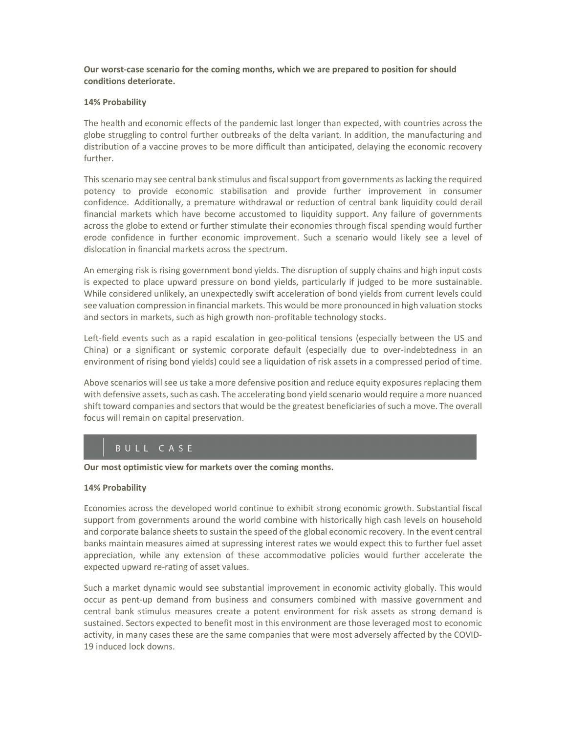**Our worst-case scenario for the coming months, which we are prepared to position for should conditions deteriorate.**

**14% Probability**

The health and economic effects of the pandemic last longer than expected, with countries across the globe struggling to control further outbreaks of the delta variant. In addition, the manufacturing and distribution of a vaccine proves to be more difficult than anticipated, delaying the economic recovery further.

This scenario may see central bank stimulus and fiscal support from governments as lacking the required potency to provide economic stabilisation and provide further improvement in consumer confidence. Additionally, a premature withdrawal or reduction of central bank liquidity could derail financial markets which have become accustomed to liquidity support. Any failure of governments across the globe to extend or further stimulate their economies through fiscal spending would further erode confidence in further economic improvement. Such a scenario would likely see a level of dislocation in financial markets across the spectrum.

An emerging risk is rising government bond yields. The disruption of supply chains and high input costs is expected to place upward pressure on bond yields, particularly if judged to be more sustainable. While considered unlikely, an unexpectedly swift acceleration of bond yields from current levels could see valuation compression in financial markets. This would be more pronounced in high valuation stocks and sectors in markets, such as high growth non-profitable technology stocks.

Left-field events such as a rapid escalation in geo-political tensions (especially between the US and China) or a significant or systemic corporate default (especially due to over-indebtedness in an environment of rising bond yields) could see a liquidation of risk assets in a compressed period of time.

Above scenarios will see us take a more defensive position and reduce equity exposures replacing them with defensive assets, such as cash. The accelerating bond yield scenario would require a more nuanced shift toward companies and sectors that would be the greatest beneficiaries of such a move. The overall focus will remain on capital preservation.

## BULL CASE

**Our most optimistic view for markets over the coming months.**

**14% Probability**

Economies across the developed world continue to exhibit strong economic growth. Substantial fiscal support from governments around the world combine with historically high cash levels on household and corporate balance sheets to sustain the speed of the global economic recovery. In the event central banks maintain measures aimed at supressing interest rates we would expect this to further fuel asset appreciation, while any extension of these accommodative policies would further accelerate the expected upward re-rating of asset values.

Such a market dynamic would see substantial improvement in economic activity globally. This would occur as pent-up demand from business and consumers combined with massive government and central bank stimulus measures create a potent environment for risk assets as strong demand is sustained. Sectors expected to benefit most in this environment are those leveraged most to economic activity, in many cases these are the same companies that were most adversely affected by the COVID-19 induced lock downs.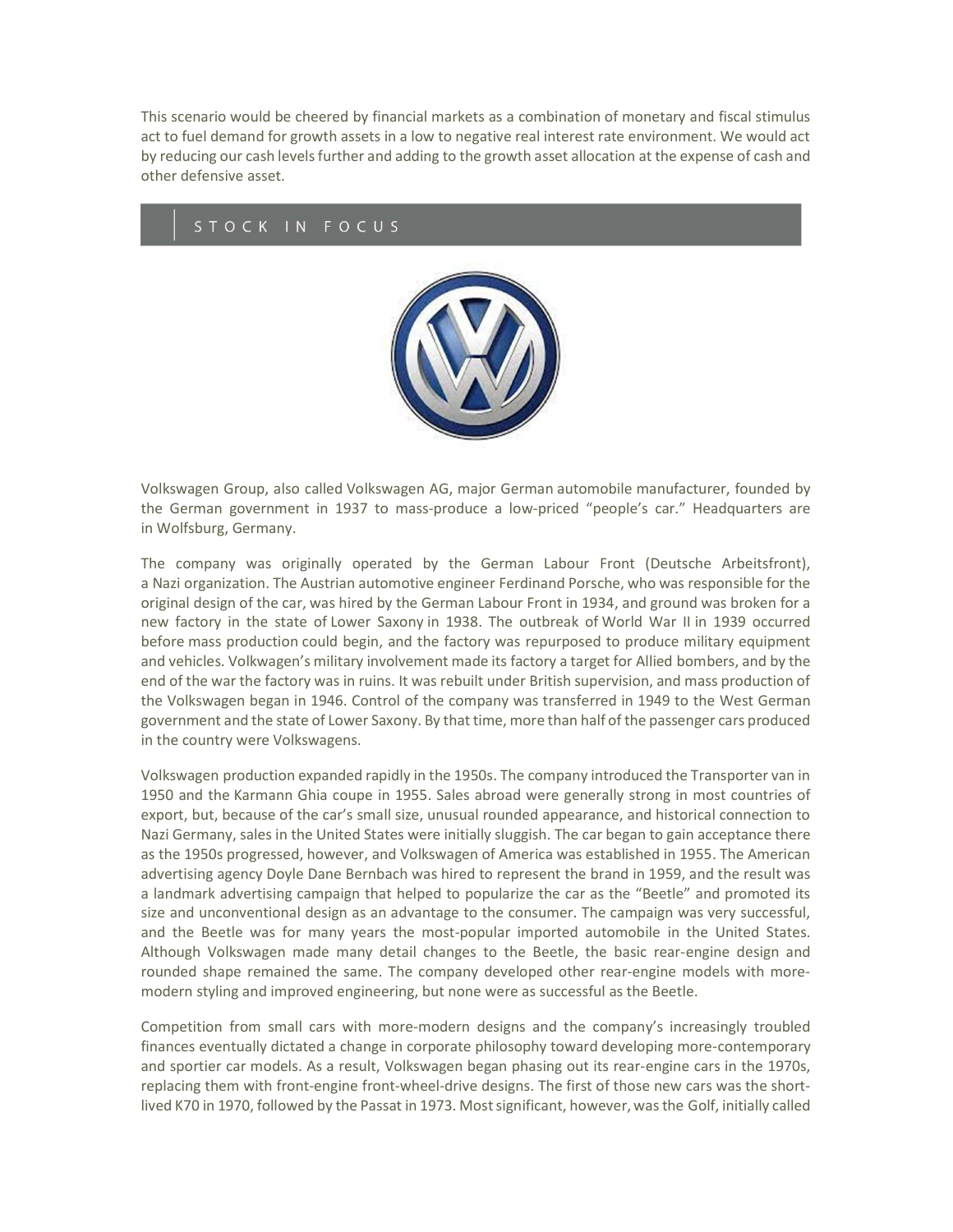This scenario would be cheered by financial markets as a combination of monetary and fiscal stimulus act to fuel demand for growth assets in a low to negative real interest rate environment. We would act by reducing our cash levels further and adding to the growth asset allocation at the expense of cash and other defensive asset.

## STOCK IN FOCUS

Volkswagen Group, also called Volkswagen AG, major German automobile manufacturer, founded by the German government in 1937 to mass-produce a low-priced "people's car." Headquarters are in Wolfsburg, Germany.

The company was originally operated by the German Labour Front (Deutsche Arbeitsfront), a Nazi organization. The Austrian automotive engineer Ferdinand Porsche, who was responsible for the original design of the car, was hired by the German Labour Front in 1934, and ground was broken for a new factory in the state of Lower Saxony in 1938. The outbreak of World War II in 1939 occurred before mass production could begin, and the factory was repurposed to produce military equipment and vehicles. Volkwagen's military involvement made its factory a target for Allied bombers, and by the end of the war the factory was in ruins. It was rebuilt under British supervision, and mass production of the Volkswagen began in 1946. Control of the company was transferred in 1949 to the West German government and the state of Lower Saxony. By that time, more than half of the passenger cars produced in the country were Volkswagens.

Volkswagen production expanded rapidly in the 1950s. The company introduced the Transporter van in 1950 and the Karmann Ghia coupe in 1955. Sales abroad were generally strong in most countries of export, but, because of the car's small size, unusual rounded appearance, and historical connection to Nazi Germany, sales in the United States were initially sluggish. The car began to gain acceptance there as the 1950s progressed, however, and Volkswagen of America was established in 1955. The American advertising agency Doyle Dane Bernbach was hired to represent the brand in 1959, and the result was a landmark advertising campaign that helped to popularize the car as the "Beetle" and promoted its size and unconventional design as an advantage to the consumer. The campaign was very successful, and the Beetle was for many years the most-popular imported automobile in the United States. Although Volkswagen made many detail changes to the Beetle, the basic rear-engine design and rounded shape remained the same. The company developed other rear-engine models with more-modern styling and improved engineering, but none were as successful as the Beetle.

Competition from small cars with more-modern designs and the company's increasingly troubled finances eventually dictated a change in corporate philosophy toward developing more-contemporary and sportier car models. As a result, Volkswagen began phasing out its rear-engine cars in the 1970s, replacing them with front-engine front-wheel-drive designs. The first of those new cars was the short-lived K70 in 1970, followed by the Passat in 1973. Most significant, however, was the Golf, initially called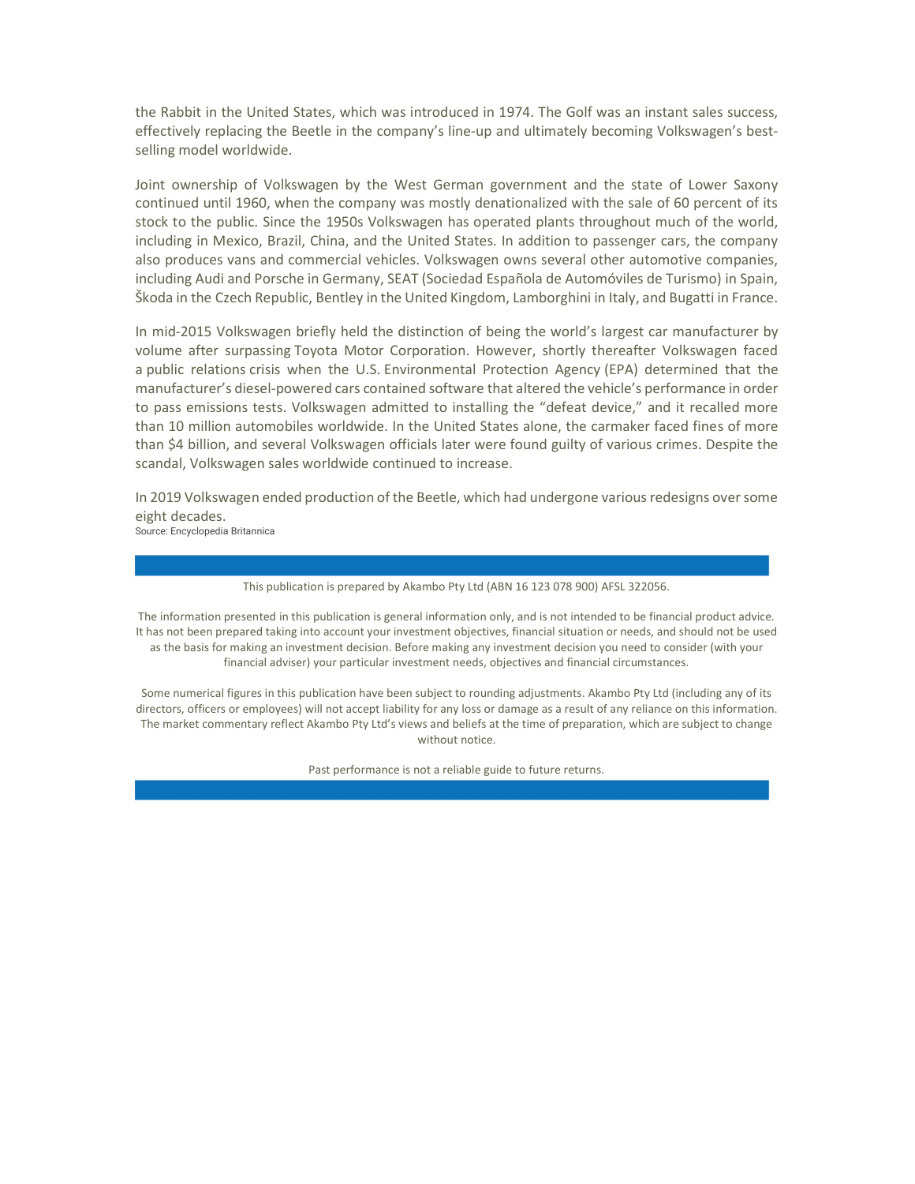the Rabbit in the United States, which was introduced in 1974. The Golf was an instant sales success, effectively replacing the Beetle in the company's line-up and ultimately becoming Volkswagen's best-selling model worldwide.

Joint ownership of Volkswagen by the West German government and the state of Lower Saxony continued until 1960, when the company was mostly denationalized with the sale of 60 percent of its stock to the public. Since the 1950s Volkswagen has operated plants throughout much of the world, including in Mexico, Brazil, China, and the United States. In addition to passenger cars, the company also produces vans and commercial vehicles. Volkswagen owns several other automotive companies, including Audi and Porsche in Germany, SEAT (Sociedad Española de Automóviles de Turismo) in Spain, Škoda in the Czech Republic, Bentley in the United Kingdom, Lamborghini in Italy, and Bugatti in France.

In mid-2015 Volkswagen briefly held the distinction of being the world's largest car manufacturer by volume after surpassing Toyota Motor Corporation. However, shortly thereafter Volkswagen faced a public relations crisis when the U.S. Environmental Protection Agency (EPA) determined that the manufacturer's diesel-powered cars contained software that altered the vehicle's performance in order to pass emissions tests. Volkswagen admitted to installing the "defeat device," and it recalled more than 10 million automobiles worldwide. In the United States alone, the carmaker faced fines of more than $4 billion, and several Volkswagen officials later were found guilty of various crimes. Despite the scandal, Volkswagen sales worldwide continued to increase.

In 2019 Volkswagen ended production of the Beetle, which had undergone various redesigns over some eight decades.

Source: Encyclopedia Britannica

---

This publication is prepared by Akambo Pty Ltd (ABN 16 123 078 900) AFSL 322056.

The information presented in this publication is general information only, and is not intended to be financial product advice. It has not been prepared taking into account your investment objectives, financial situation or needs, and should not be used as the basis for making an investment decision. Before making any investment decision you need to consider (with your financial adviser) your particular investment needs, objectives and financial circumstances.

Some numerical figures in this publication have been subject to rounding adjustments. Akambo Pty Ltd (including any of its directors, officers or employees) will not accept liability for any loss or damage as a result of any reliance on this information. The market commentary reflect Akambo Pty Ltd's views and beliefs at the time of preparation, which are subject to change without notice.

Past performance is not a reliable guide to future returns.

---